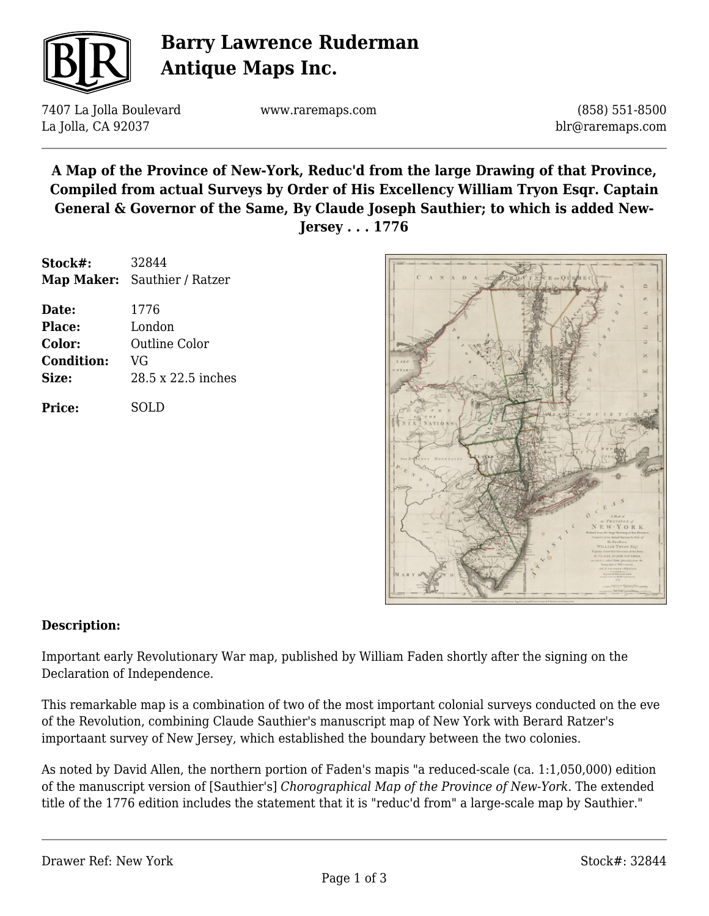# Barry Lawrence Ruderman Antique Maps Inc.

7407 La Jolla Boulevard
La Jolla, CA 92037

www.raremaps.com

(858) 551-8500
blr@raremaps.com

## A Map of the Province of New-York, Reduc'd from the large Drawing of that Province, Compiled from actual Surveys by Order of His Excellency William Tryon Esqr. Captain General & Governor of the Same, By Claude Joseph Sauthier; to which is added New-Jersey . . . 1776

| | |
|---|---|
| **Stock#:** | 32844 |
| **Map Maker:** | Sauthier / Ratzer |
| **Date:** | 1776 |
| **Place:** | London |
| **Color:** | Outline Color |
| **Condition:** | VG |
| **Size:** | 28.5 x 22.5 inches |
| **Price:** | SOLD |

### Description:

Important early Revolutionary War map, published by William Faden shortly after the signing on the Declaration of Independence.

This remarkable map is a combination of two of the most important colonial surveys conducted on the eve of the Revolution, combining Claude Sauthier's manuscript map of New York with Berard Ratzer's importaant survey of New Jersey, which established the boundary between the two colonies.

As noted by David Allen, the northern portion of Faden's mapis "a reduced-scale (ca. 1:1,050,000) edition of the manuscript version of [Sauthier's] *Chorographical Map of the Province of New-York.* The extended title of the 1776 edition includes the statement that it is "reduc'd from" a large-scale map by Sauthier."

Drawer Ref: New York

Stock#: 32844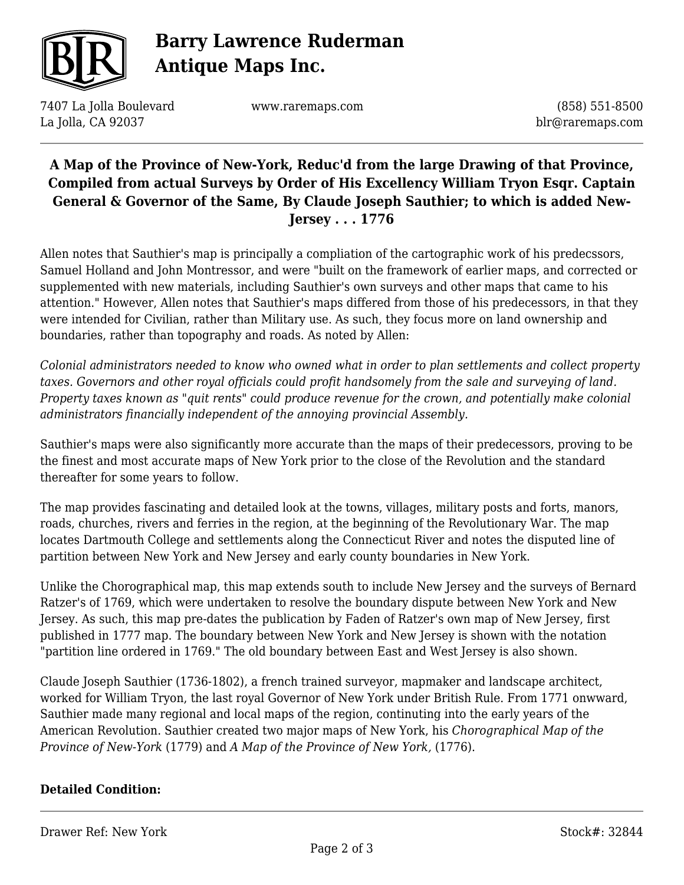**A Map of the Province of New-York, Reduc'd from the large Drawing of that Province, Compiled from actual Surveys by Order of His Excellency William Tryon Esqr. Captain General & Governor of the Same, By Claude Joseph Sauthier; to which is added New-Jersey . . . 1776**

Allen notes that Sauthier's map is principally a compliation of the cartographic work of his predecssors, Samuel Holland and John Montressor, and were "built on the framework of earlier maps, and corrected or supplemented with new materials, including Sauthier's own surveys and other maps that came to his attention." However, Allen notes that Sauthier's maps differed from those of his predecessors, in that they were intended for Civilian, rather than Military use. As such, they focus more on land ownership and boundaries, rather than topography and roads. As noted by Allen:

*Colonial administrators needed to know who owned what in order to plan settlements and collect property taxes. Governors and other royal officials could profit handsomely from the sale and surveying of land. Property taxes known as "quit rents" could produce revenue for the crown, and potentially make colonial administrators financially independent of the annoying provincial Assembly.*

Sauthier's maps were also significantly more accurate than the maps of their predecessors, proving to be the finest and most accurate maps of New York prior to the close of the Revolution and the standard thereafter for some years to follow.

The map provides fascinating and detailed look at the towns, villages, military posts and forts, manors, roads, churches, rivers and ferries in the region, at the beginning of the Revolutionary War. The map locates Dartmouth College and settlements along the Connecticut River and notes the disputed line of partition between New York and New Jersey and early county boundaries in New York.

Unlike the Chorographical map, this map extends south to include New Jersey and the surveys of Bernard Ratzer's of 1769, which were undertaken to resolve the boundary dispute between New York and New Jersey. As such, this map pre-dates the publication by Faden of Ratzer's own map of New Jersey, first published in 1777 map. The boundary between New York and New Jersey is shown with the notation "partition line ordered in 1769." The old boundary between East and West Jersey is also shown.

Claude Joseph Sauthier (1736-1802), a french trained surveyor, mapmaker and landscape architect, worked for William Tryon, the last royal Governor of New York under British Rule. From 1771 onwward, Sauthier made many regional and local maps of the region, continuting into the early years of the American Revolution. Sauthier created two major maps of New York, his *Chorographical Map of the Province of New-York* (1779) and *A Map of the Province of New York,* (1776).

**Detailed Condition:**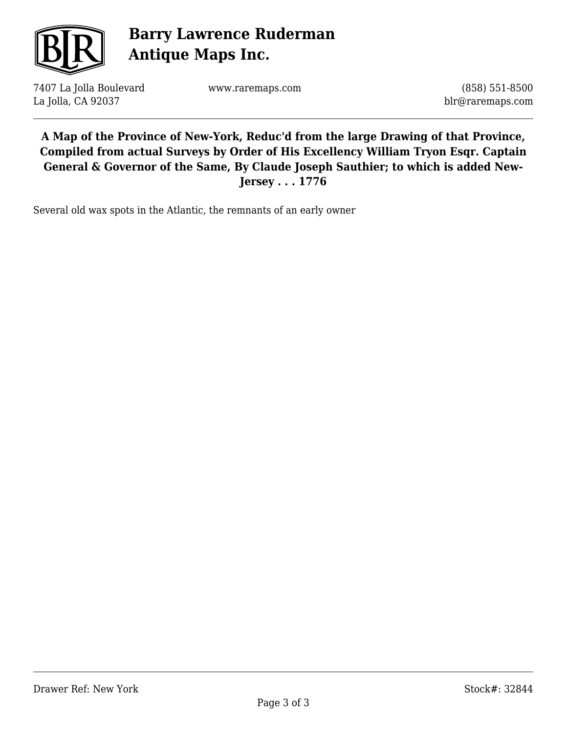# A Map of the Province of New-York, Reduc'd from the large Drawing of that Province, Compiled from actual Surveys by Order of His Excellency William Tryon Esqr. Captain General & Governor of the Same, By Claude Joseph Sauthier; to which is added New-Jersey . . . 1776

Several old wax spots in the Atlantic, the remnants of an early owner